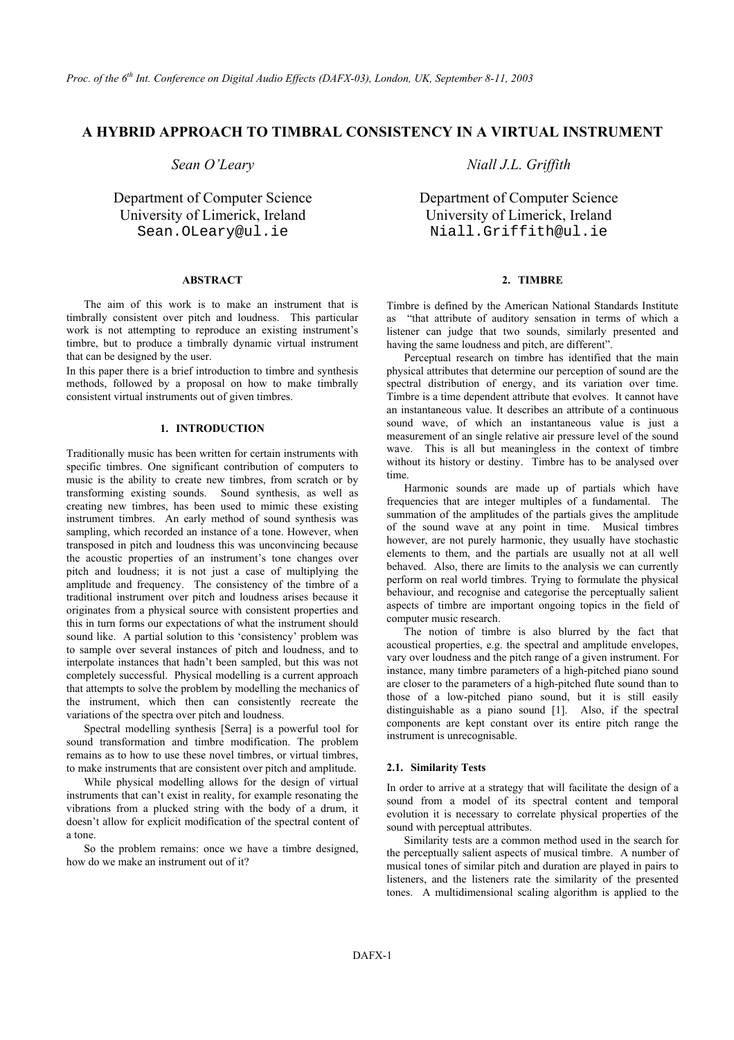# A HYBRID APPROACH TO TIMBRAL CONSISTENCY IN A VIRTUAL INSTRUMENT

*Sean O'Leary*

Department of Computer Science
University of Limerick, Ireland
Sean.OLeary@ul.ie

*Niall J.L. Griffith*

Department of Computer Science
University of Limerick, Ireland
Niall.Griffith@ul.ie

## ABSTRACT

The aim of this work is to make an instrument that is timbrally consistent over pitch and loudness. This particular work is not attempting to reproduce an existing instrument's timbre, but to produce a timbrally dynamic virtual instrument that can be designed by the user.

In this paper there is a brief introduction to timbre and synthesis methods, followed by a proposal on how to make timbrally consistent virtual instruments out of given timbres.

## 1. INTRODUCTION

Traditionally music has been written for certain instruments with specific timbres. One significant contribution of computers to music is the ability to create new timbres, from scratch or by transforming existing sounds. Sound synthesis, as well as creating new timbres, has been used to mimic these existing instrument timbres. An early method of sound synthesis was sampling, which recorded an instance of a tone. However, when transposed in pitch and loudness this was unconvincing because the acoustic properties of an instrument's tone changes over pitch and loudness; it is not just a case of multiplying the amplitude and frequency. The consistency of the timbre of a traditional instrument over pitch and loudness arises because it originates from a physical source with consistent properties and this in turn forms our expectations of what the instrument should sound like. A partial solution to this 'consistency' problem was to sample over several instances of pitch and loudness, and to interpolate instances that hadn't been sampled, but this was not completely successful. Physical modelling is a current approach that attempts to solve the problem by modelling the mechanics of the instrument, which then can consistently recreate the variations of the spectra over pitch and loudness.

Spectral modelling synthesis [Serra] is a powerful tool for sound transformation and timbre modification. The problem remains as to how to use these novel timbres, or virtual timbres, to make instruments that are consistent over pitch and amplitude.

While physical modelling allows for the design of virtual instruments that can't exist in reality, for example resonating the vibrations from a plucked string with the body of a drum, it doesn't allow for explicit modification of the spectral content of a tone.

So the problem remains: once we have a timbre designed, how do we make an instrument out of it?

## 2. TIMBRE

Timbre is defined by the American National Standards Institute as "that attribute of auditory sensation in terms of which a listener can judge that two sounds, similarly presented and having the same loudness and pitch, are different".

Perceptual research on timbre has identified that the main physical attributes that determine our perception of sound are the spectral distribution of energy, and its variation over time. Timbre is a time dependent attribute that evolves. It cannot have an instantaneous value. It describes an attribute of a continuous sound wave, of which an instantaneous value is just a measurement of an single relative air pressure level of the sound wave. This is all but meaningless in the context of timbre without its history or destiny. Timbre has to be analysed over time.

Harmonic sounds are made up of partials which have frequencies that are integer multiples of a fundamental. The summation of the amplitudes of the partials gives the amplitude of the sound wave at any point in time. Musical timbres however, are not purely harmonic, they usually have stochastic elements to them, and the partials are usually not at all well behaved. Also, there are limits to the analysis we can currently perform on real world timbres. Trying to formulate the physical behaviour, and recognise and categorise the perceptually salient aspects of timbre are important ongoing topics in the field of computer music research.

The notion of timbre is also blurred by the fact that acoustical properties, e.g. the spectral and amplitude envelopes, vary over loudness and the pitch range of a given instrument. For instance, many timbre parameters of a high-pitched piano sound are closer to the parameters of a high-pitched flute sound than to those of a low-pitched piano sound, but it is still easily distinguishable as a piano sound [1]. Also, if the spectral components are kept constant over its entire pitch range the instrument is unrecognisable.

### 2.1. Similarity Tests

In order to arrive at a strategy that will facilitate the design of a sound from a model of its spectral content and temporal evolution it is necessary to correlate physical properties of the sound with perceptual attributes.

Similarity tests are a common method used in the search for the perceptually salient aspects of musical timbre. A number of musical tones of similar pitch and duration are played in pairs to listeners, and the listeners rate the similarity of the presented tones. A multidimensional scaling algorithm is applied to the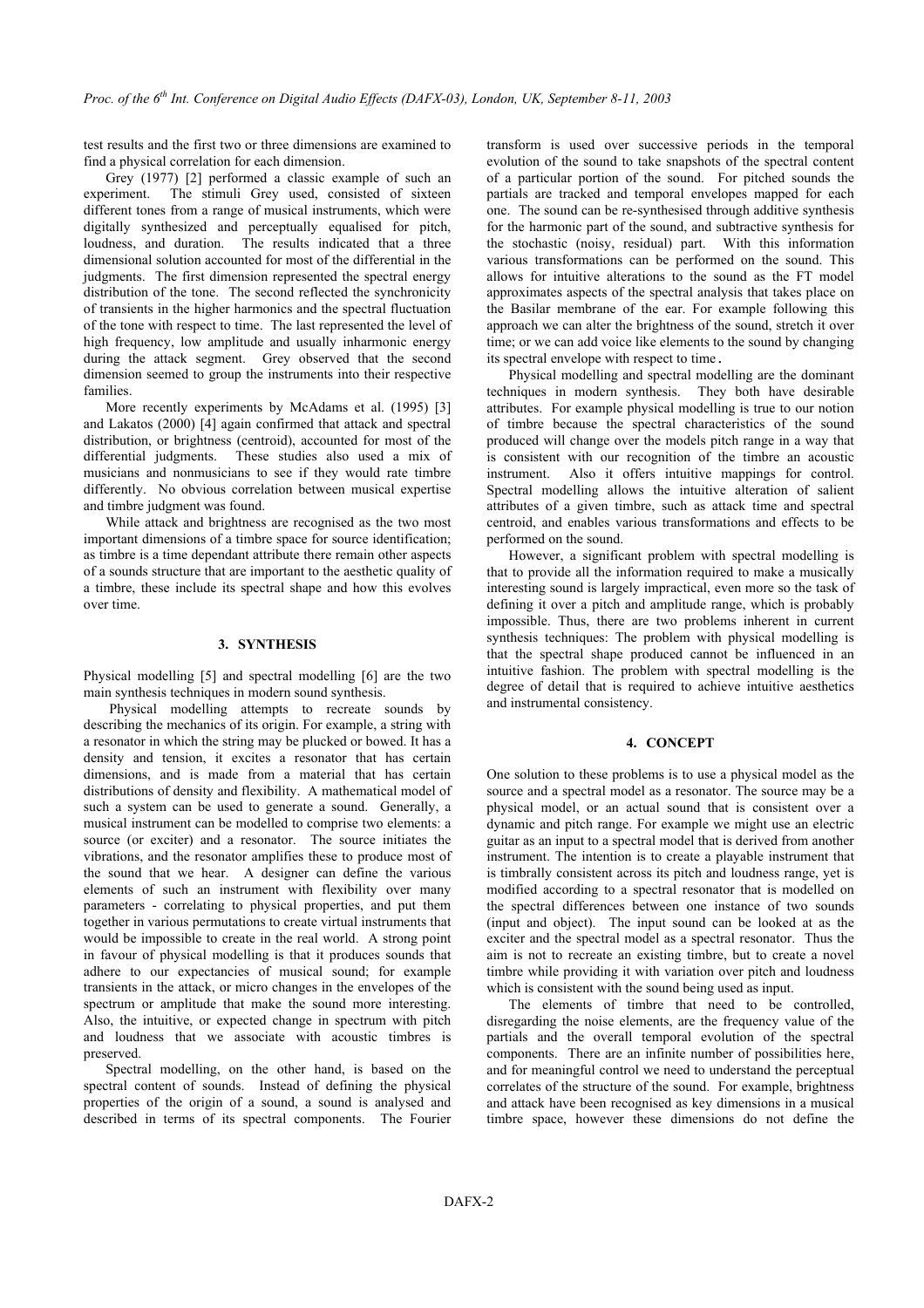test results and the first two or three dimensions are examined to find a physical correlation for each dimension.

Grey (1977) [2] performed a classic example of such an experiment. The stimuli Grey used, consisted of sixteen different tones from a range of musical instruments, which were digitally synthesized and perceptually equalised for pitch, loudness, and duration. The results indicated that a three dimensional solution accounted for most of the differential in the judgments. The first dimension represented the spectral energy distribution of the tone. The second reflected the synchronicity of transients in the higher harmonics and the spectral fluctuation of the tone with respect to time. The last represented the level of high frequency, low amplitude and usually inharmonic energy during the attack segment. Grey observed that the second dimension seemed to group the instruments into their respective families.

More recently experiments by McAdams et al. (1995) [3] and Lakatos (2000) [4] again confirmed that attack and spectral distribution, or brightness (centroid), accounted for most of the differential judgments. These studies also used a mix of musicians and nonmusicians to see if they would rate timbre differently. No obvious correlation between musical expertise and timbre judgment was found.

While attack and brightness are recognised as the two most important dimensions of a timbre space for source identification; as timbre is a time dependant attribute there remain other aspects of a sounds structure that are important to the aesthetic quality of a timbre, these include its spectral shape and how this evolves over time.

## 3. SYNTHESIS

Physical modelling [5] and spectral modelling [6] are the two main synthesis techniques in modern sound synthesis.

Physical modelling attempts to recreate sounds by describing the mechanics of its origin. For example, a string with a resonator in which the string may be plucked or bowed. It has a density and tension, it excites a resonator that has certain dimensions, and is made from a material that has certain distributions of density and flexibility. A mathematical model of such a system can be used to generate a sound. Generally, a musical instrument can be modelled to comprise two elements: a source (or exciter) and a resonator. The source initiates the vibrations, and the resonator amplifies these to produce most of the sound that we hear. A designer can define the various elements of such an instrument with flexibility over many parameters - correlating to physical properties, and put them together in various permutations to create virtual instruments that would be impossible to create in the real world. A strong point in favour of physical modelling is that it produces sounds that adhere to our expectancies of musical sound; for example transients in the attack, or micro changes in the envelopes of the spectrum or amplitude that make the sound more interesting. Also, the intuitive, or expected change in spectrum with pitch and loudness that we associate with acoustic timbres is preserved.

Spectral modelling, on the other hand, is based on the spectral content of sounds. Instead of defining the physical properties of the origin of a sound, a sound is analysed and described in terms of its spectral components. The Fourier transform is used over successive periods in the temporal evolution of the sound to take snapshots of the spectral content of a particular portion of the sound. For pitched sounds the partials are tracked and temporal envelopes mapped for each one. The sound can be re-synthesised through additive synthesis for the harmonic part of the sound, and subtractive synthesis for the stochastic (noisy, residual) part. With this information various transformations can be performed on the sound. This allows for intuitive alterations to the sound as the FT model approximates aspects of the spectral analysis that takes place on the Basilar membrane of the ear. For example following this approach we can alter the brightness of the sound, stretch it over time; or we can add voice like elements to the sound by changing its spectral envelope with respect to time.

Physical modelling and spectral modelling are the dominant techniques in modern synthesis. They both have desirable attributes. For example physical modelling is true to our notion of timbre because the spectral characteristics of the sound produced will change over the models pitch range in a way that is consistent with our recognition of the timbre an acoustic instrument. Also it offers intuitive mappings for control. Spectral modelling allows the intuitive alteration of salient attributes of a given timbre, such as attack time and spectral centroid, and enables various transformations and effects to be performed on the sound.

However, a significant problem with spectral modelling is that to provide all the information required to make a musically interesting sound is largely impractical, even more so the task of defining it over a pitch and amplitude range, which is probably impossible. Thus, there are two problems inherent in current synthesis techniques: The problem with physical modelling is that the spectral shape produced cannot be influenced in an intuitive fashion. The problem with spectral modelling is the degree of detail that is required to achieve intuitive aesthetics and instrumental consistency.

## 4. CONCEPT

One solution to these problems is to use a physical model as the source and a spectral model as a resonator. The source may be a physical model, or an actual sound that is consistent over a dynamic and pitch range. For example we might use an electric guitar as an input to a spectral model that is derived from another instrument. The intention is to create a playable instrument that is timbrally consistent across its pitch and loudness range, yet is modified according to a spectral resonator that is modelled on the spectral differences between one instance of two sounds (input and object). The input sound can be looked at as the exciter and the spectral model as a spectral resonator. Thus the aim is not to recreate an existing timbre, but to create a novel timbre while providing it with variation over pitch and loudness which is consistent with the sound being used as input.

The elements of timbre that need to be controlled, disregarding the noise elements, are the frequency value of the partials and the overall temporal evolution of the spectral components. There are an infinite number of possibilities here, and for meaningful control we need to understand the perceptual correlates of the structure of the sound. For example, brightness and attack have been recognised as key dimensions in a musical timbre space, however these dimensions do not define the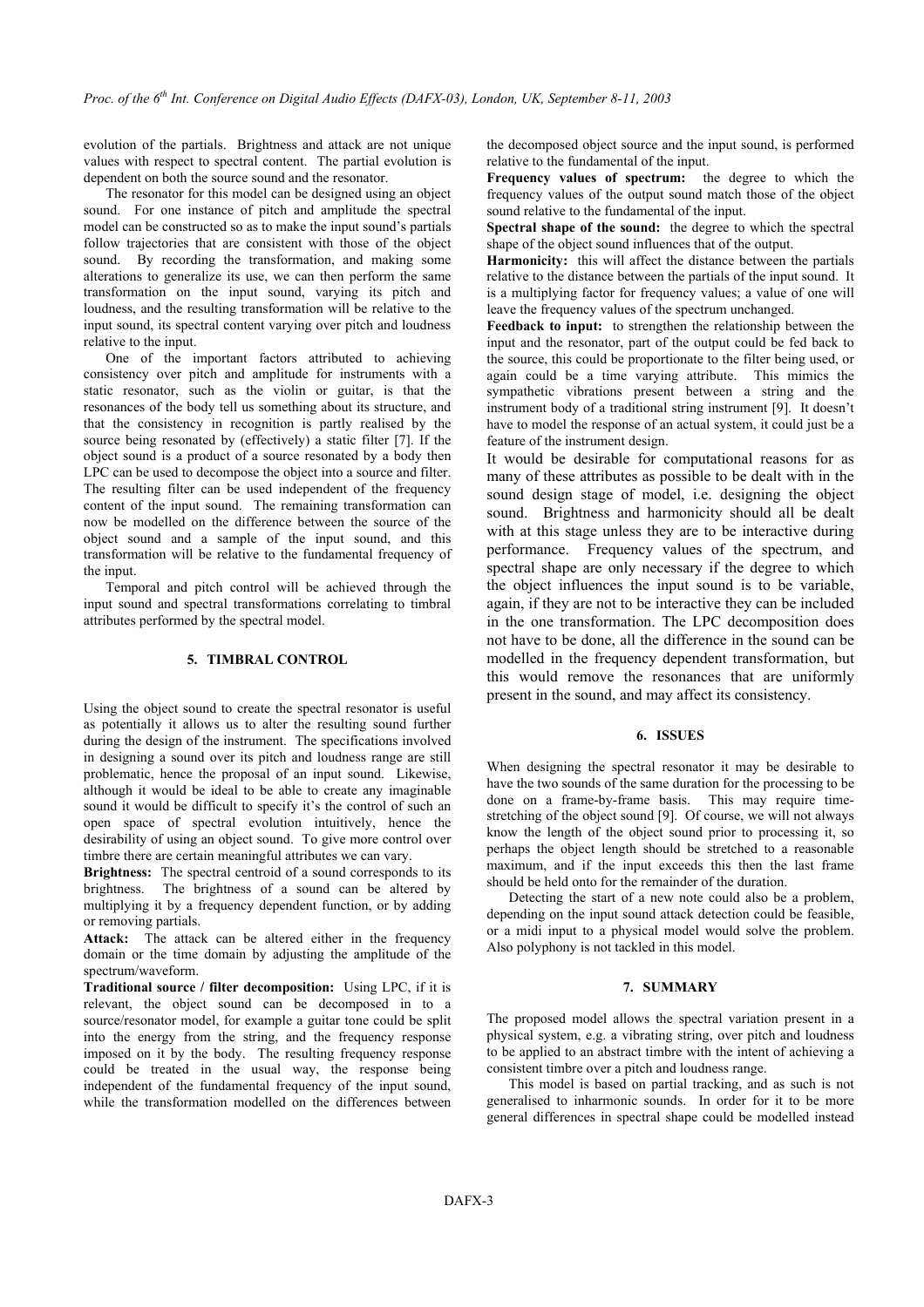evolution of the partials. Brightness and attack are not unique values with respect to spectral content. The partial evolution is dependent on both the source sound and the resonator.

The resonator for this model can be designed using an object sound. For one instance of pitch and amplitude the spectral model can be constructed so as to make the input sound's partials follow trajectories that are consistent with those of the object sound. By recording the transformation, and making some alterations to generalize its use, we can then perform the same transformation on the input sound, varying its pitch and loudness, and the resulting transformation will be relative to the input sound, its spectral content varying over pitch and loudness relative to the input.

One of the important factors attributed to achieving consistency over pitch and amplitude for instruments with a static resonator, such as the violin or guitar, is that the resonances of the body tell us something about its structure, and that the consistency in recognition is partly realised by the source being resonated by (effectively) a static filter [7]. If the object sound is a product of a source resonated by a body then LPC can be used to decompose the object into a source and filter. The resulting filter can be used independent of the frequency content of the input sound. The remaining transformation can now be modelled on the difference between the source of the object sound and a sample of the input sound, and this transformation will be relative to the fundamental frequency of the input.

Temporal and pitch control will be achieved through the input sound and spectral transformations correlating to timbral attributes performed by the spectral model.

## 5. TIMBRAL CONTROL

Using the object sound to create the spectral resonator is useful as potentially it allows us to alter the resulting sound further during the design of the instrument. The specifications involved in designing a sound over its pitch and loudness range are still problematic, hence the proposal of an input sound. Likewise, although it would be ideal to be able to create any imaginable sound it would be difficult to specify it's the control of such an open space of spectral evolution intuitively, hence the desirability of using an object sound. To give more control over timbre there are certain meaningful attributes we can vary.

**Brightness:** The spectral centroid of a sound corresponds to its brightness. The brightness of a sound can be altered by multiplying it by a frequency dependent function, or by adding or removing partials.

**Attack:** The attack can be altered either in the frequency domain or the time domain by adjusting the amplitude of the spectrum/waveform.

**Traditional source / filter decomposition:** Using LPC, if it is relevant, the object sound can be decomposed in to a source/resonator model, for example a guitar tone could be split into the energy from the string, and the frequency response imposed on it by the body. The resulting frequency response could be treated in the usual way, the response being independent of the fundamental frequency of the input sound, while the transformation modelled on the differences between the decomposed object source and the input sound, is performed relative to the fundamental of the input.

**Frequency values of spectrum:** the degree to which the frequency values of the output sound match those of the object sound relative to the fundamental of the input.

**Spectral shape of the sound:** the degree to which the spectral shape of the object sound influences that of the output.

**Harmonicity:** this will affect the distance between the partials relative to the distance between the partials of the input sound. It is a multiplying factor for frequency values; a value of one will leave the frequency values of the spectrum unchanged.

**Feedback to input:** to strengthen the relationship between the input and the resonator, part of the output could be fed back to the source, this could be proportionate to the filter being used, or again could be a time varying attribute. This mimics the sympathetic vibrations present between a string and the instrument body of a traditional string instrument [9]. It doesn't have to model the response of an actual system, it could just be a feature of the instrument design.

It would be desirable for computational reasons for as many of these attributes as possible to be dealt with in the sound design stage of model, i.e. designing the object sound. Brightness and harmonicity should all be dealt with at this stage unless they are to be interactive during performance. Frequency values of the spectrum, and spectral shape are only necessary if the degree to which the object influences the input sound is to be variable, again, if they are not to be interactive they can be included in the one transformation. The LPC decomposition does not have to be done, all the difference in the sound can be modelled in the frequency dependent transformation, but this would remove the resonances that are uniformly present in the sound, and may affect its consistency.

## 6. ISSUES

When designing the spectral resonator it may be desirable to have the two sounds of the same duration for the processing to be done on a frame-by-frame basis. This may require time-stretching of the object sound [9]. Of course, we will not always know the length of the object sound prior to processing it, so perhaps the object length should be stretched to a reasonable maximum, and if the input exceeds this then the last frame should be held onto for the remainder of the duration.

Detecting the start of a new note could also be a problem, depending on the input sound attack detection could be feasible, or a midi input to a physical model would solve the problem. Also polyphony is not tackled in this model.

## 7. SUMMARY

The proposed model allows the spectral variation present in a physical system, e.g. a vibrating string, over pitch and loudness to be applied to an abstract timbre with the intent of achieving a consistent timbre over a pitch and loudness range.

This model is based on partial tracking, and as such is not generalised to inharmonic sounds. In order for it to be more general differences in spectral shape could be modelled instead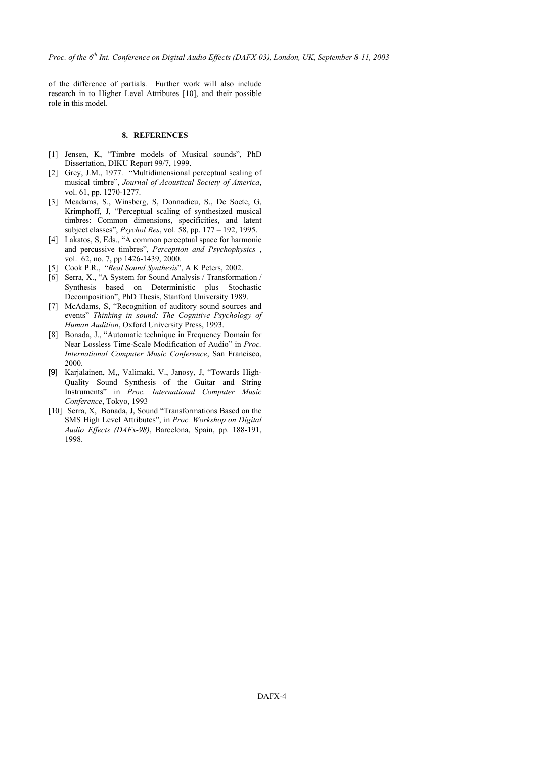of the difference of partials. Further work will also include research in to Higher Level Attributes [10], and their possible role in this model.

## 8. REFERENCES

[1] Jensen, K, "Timbre models of Musical sounds", PhD Dissertation, DIKU Report 99/7, 1999.

[2] Grey, J.M., 1977. "Multidimensional perceptual scaling of musical timbre", *Journal of Acoustical Society of America*, vol. 61, pp. 1270-1277.

[3] Mcadams, S., Winsberg, S, Donnadieu, S., De Soete, G, Krimphoff, J, "Perceptual scaling of synthesized musical timbres: Common dimensions, specificities, and latent subject classes", *Psychol Res*, vol. 58, pp. 177 – 192, 1995.

[4] Lakatos, S, Eds., "A common perceptual space for harmonic and percussive timbres", *Perception and Psychophysics* , vol. 62, no. 7, pp 1426-1439, 2000.

[5] Cook P.R., "*Real Sound Synthesis*", A K Peters, 2002.

[6] Serra, X., "A System for Sound Analysis / Transformation / Synthesis based on Deterministic plus Stochastic Decomposition", PhD Thesis, Stanford University 1989.

[7] McAdams, S, "Recognition of auditory sound sources and events" *Thinking in sound: The Cognitive Psychology of Human Audition*, Oxford University Press, 1993.

[8] Bonada, J., "Automatic technique in Frequency Domain for Near Lossless Time-Scale Modification of Audio" in *Proc. International Computer Music Conference*, San Francisco, 2000.

[9] Karjalainen, M,, Valimaki, V., Janosy, J, "Towards High-Quality Sound Synthesis of the Guitar and String Instruments" in *Proc. International Computer Music Conference*, Tokyo, 1993

[10] Serra, X, Bonada, J, Sound "Transformations Based on the SMS High Level Attributes", in *Proc. Workshop on Digital Audio Effects (DAFx-98)*, Barcelona, Spain, pp. 188-191, 1998.